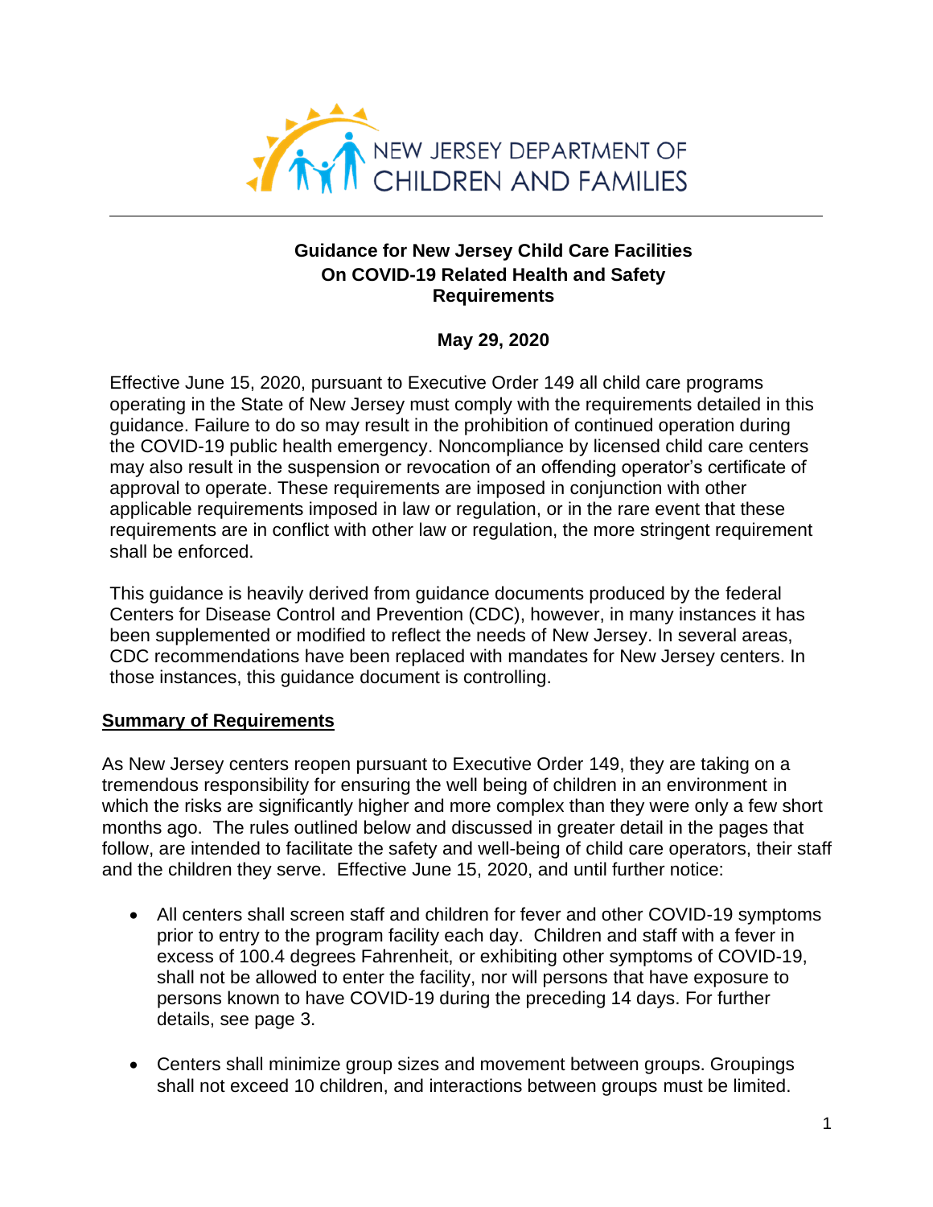NEW JERSEY DEPARTMENT OF CHILDREN AND FAMILIES

# Guidance for New Jersey Child Care Facilities On COVID-19 Related Health and Safety Requirements

**May 29, 2020**

Effective June 15, 2020, pursuant to Executive Order 149 all child care programs operating in the State of New Jersey must comply with the requirements detailed in this guidance. Failure to do so may result in the prohibition of continued operation during the COVID-19 public health emergency. Noncompliance by licensed child care centers may also result in the suspension or revocation of an offending operator's certificate of approval to operate. These requirements are imposed in conjunction with other applicable requirements imposed in law or regulation, or in the rare event that these requirements are in conflict with other law or regulation, the more stringent requirement shall be enforced.

This guidance is heavily derived from guidance documents produced by the federal Centers for Disease Control and Prevention (CDC), however, in many instances it has been supplemented or modified to reflect the needs of New Jersey. In several areas, CDC recommendations have been replaced with mandates for New Jersey centers. In those instances, this guidance document is controlling.

## Summary of Requirements

As New Jersey centers reopen pursuant to Executive Order 149, they are taking on a tremendous responsibility for ensuring the well being of children in an environment in which the risks are significantly higher and more complex than they were only a few short months ago. The rules outlined below and discussed in greater detail in the pages that follow, are intended to facilitate the safety and well-being of child care operators, their staff and the children they serve. Effective June 15, 2020, and until further notice:

- All centers shall screen staff and children for fever and other COVID-19 symptoms prior to entry to the program facility each day. Children and staff with a fever in excess of 100.4 degrees Fahrenheit, or exhibiting other symptoms of COVID-19, shall not be allowed to enter the facility, nor will persons that have exposure to persons known to have COVID-19 during the preceding 14 days. For further details, see page 3.

- Centers shall minimize group sizes and movement between groups. Groupings shall not exceed 10 children, and interactions between groups must be limited.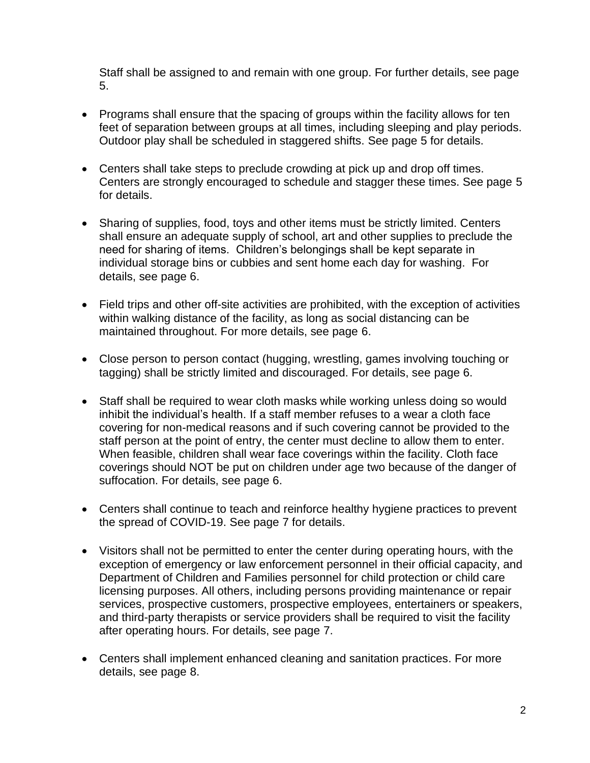Staff shall be assigned to and remain with one group. For further details, see page 5.

- Programs shall ensure that the spacing of groups within the facility allows for ten feet of separation between groups at all times, including sleeping and play periods. Outdoor play shall be scheduled in staggered shifts. See page 5 for details.

- Centers shall take steps to preclude crowding at pick up and drop off times. Centers are strongly encouraged to schedule and stagger these times. See page 5 for details.

- Sharing of supplies, food, toys and other items must be strictly limited. Centers shall ensure an adequate supply of school, art and other supplies to preclude the need for sharing of items. Children's belongings shall be kept separate in individual storage bins or cubbies and sent home each day for washing. For details, see page 6.

- Field trips and other off-site activities are prohibited, with the exception of activities within walking distance of the facility, as long as social distancing can be maintained throughout. For more details, see page 6.

- Close person to person contact (hugging, wrestling, games involving touching or tagging) shall be strictly limited and discouraged. For details, see page 6.

- Staff shall be required to wear cloth masks while working unless doing so would inhibit the individual's health. If a staff member refuses to a wear a cloth face covering for non-medical reasons and if such covering cannot be provided to the staff person at the point of entry, the center must decline to allow them to enter. When feasible, children shall wear face coverings within the facility. Cloth face coverings should NOT be put on children under age two because of the danger of suffocation. For details, see page 6.

- Centers shall continue to teach and reinforce healthy hygiene practices to prevent the spread of COVID-19. See page 7 for details.

- Visitors shall not be permitted to enter the center during operating hours, with the exception of emergency or law enforcement personnel in their official capacity, and Department of Children and Families personnel for child protection or child care licensing purposes. All others, including persons providing maintenance or repair services, prospective customers, prospective employees, entertainers or speakers, and third-party therapists or service providers shall be required to visit the facility after operating hours. For details, see page 7.

- Centers shall implement enhanced cleaning and sanitation practices. For more details, see page 8.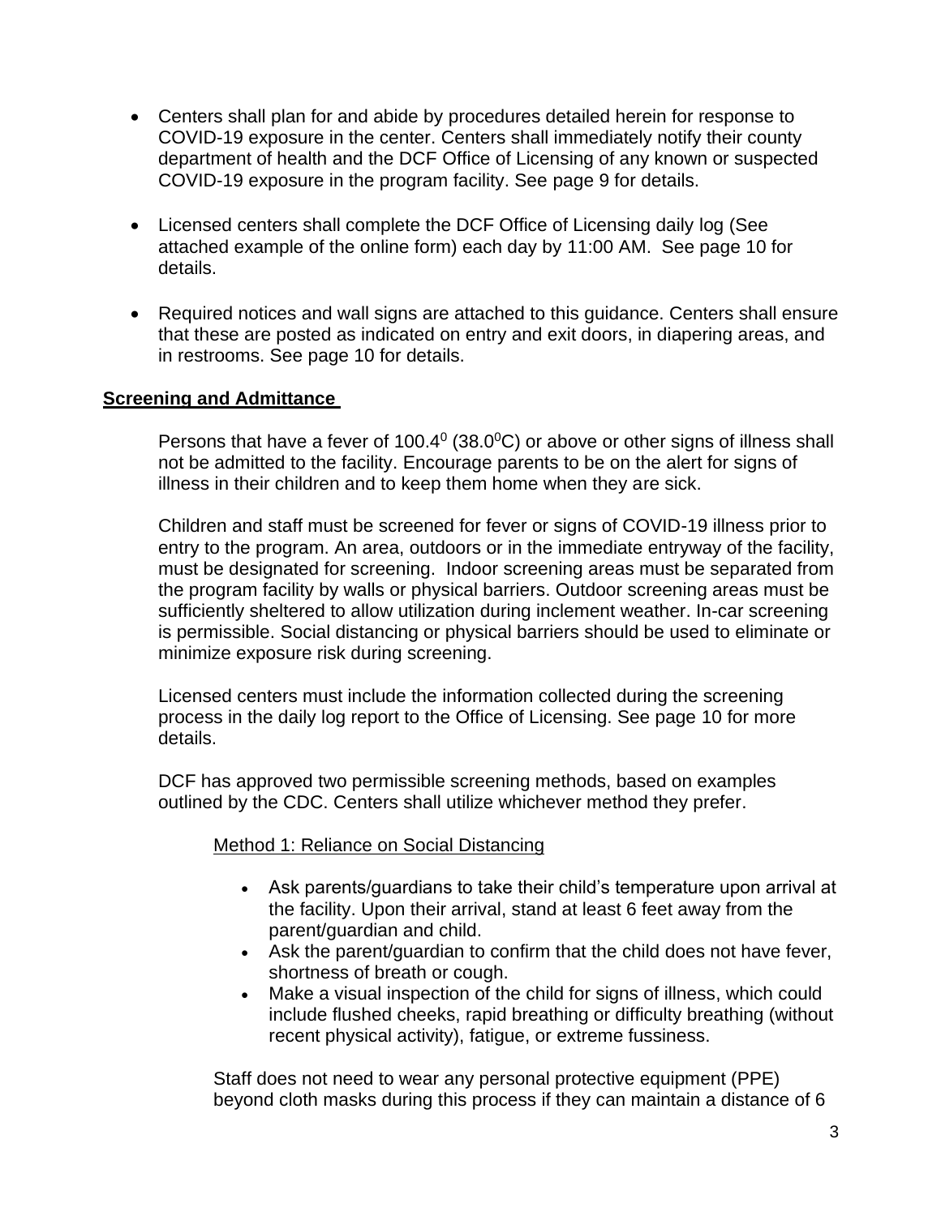- Centers shall plan for and abide by procedures detailed herein for response to COVID-19 exposure in the center. Centers shall immediately notify their county department of health and the DCF Office of Licensing of any known or suspected COVID-19 exposure in the program facility. See page 9 for details.

- Licensed centers shall complete the DCF Office of Licensing daily log (See attached example of the online form) each day by 11:00 AM. See page 10 for details.

- Required notices and wall signs are attached to this guidance. Centers shall ensure that these are posted as indicated on entry and exit doors, in diapering areas, and in restrooms. See page 10 for details.

## Screening and Admittance

Persons that have a fever of $100.4^0$ ($38.0^0$C) or above or other signs of illness shall not be admitted to the facility. Encourage parents to be on the alert for signs of illness in their children and to keep them home when they are sick.

Children and staff must be screened for fever or signs of COVID-19 illness prior to entry to the program. An area, outdoors or in the immediate entryway of the facility, must be designated for screening. Indoor screening areas must be separated from the program facility by walls or physical barriers. Outdoor screening areas must be sufficiently sheltered to allow utilization during inclement weather. In-car screening is permissible. Social distancing or physical barriers should be used to eliminate or minimize exposure risk during screening.

Licensed centers must include the information collected during the screening process in the daily log report to the Office of Licensing. See page 10 for more details.

DCF has approved two permissible screening methods, based on examples outlined by the CDC. Centers shall utilize whichever method they prefer.

Method 1: Reliance on Social Distancing

- Ask parents/guardians to take their child's temperature upon arrival at the facility. Upon their arrival, stand at least 6 feet away from the parent/guardian and child.
- Ask the parent/guardian to confirm that the child does not have fever, shortness of breath or cough.
- Make a visual inspection of the child for signs of illness, which could include flushed cheeks, rapid breathing or difficulty breathing (without recent physical activity), fatigue, or extreme fussiness.

Staff does not need to wear any personal protective equipment (PPE) beyond cloth masks during this process if they can maintain a distance of 6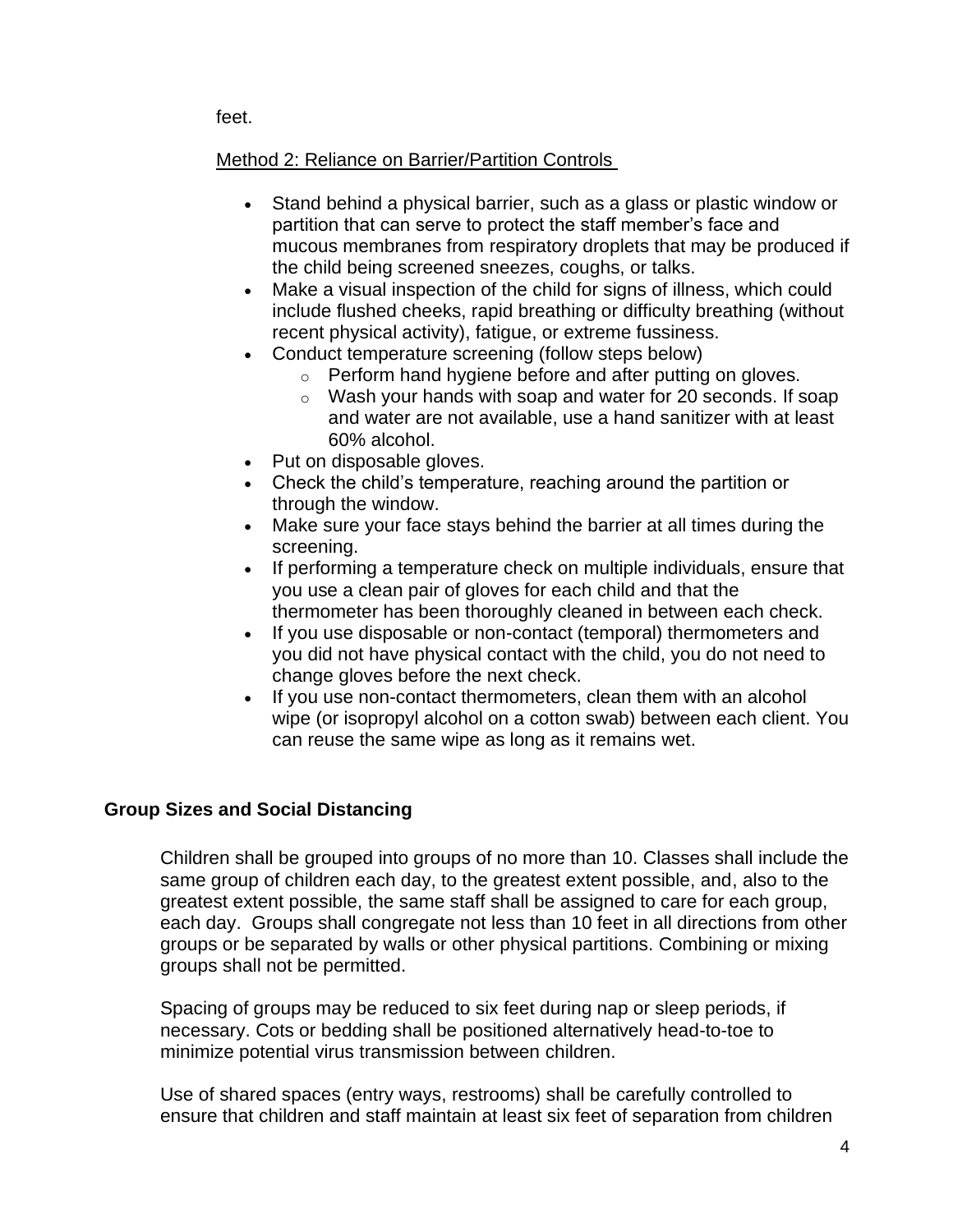feet.

Method 2: Reliance on Barrier/Partition Controls

- Stand behind a physical barrier, such as a glass or plastic window or partition that can serve to protect the staff member's face and mucous membranes from respiratory droplets that may be produced if the child being screened sneezes, coughs, or talks.
- Make a visual inspection of the child for signs of illness, which could include flushed cheeks, rapid breathing or difficulty breathing (without recent physical activity), fatigue, or extreme fussiness.
- Conduct temperature screening (follow steps below)
  - Perform hand hygiene before and after putting on gloves.
  - Wash your hands with soap and water for 20 seconds. If soap and water are not available, use a hand sanitizer with at least 60% alcohol.
- Put on disposable gloves.
- Check the child's temperature, reaching around the partition or through the window.
- Make sure your face stays behind the barrier at all times during the screening.
- If performing a temperature check on multiple individuals, ensure that you use a clean pair of gloves for each child and that the thermometer has been thoroughly cleaned in between each check.
- If you use disposable or non-contact (temporal) thermometers and you did not have physical contact with the child, you do not need to change gloves before the next check.
- If you use non-contact thermometers, clean them with an alcohol wipe (or isopropyl alcohol on a cotton swab) between each client. You can reuse the same wipe as long as it remains wet.

**Group Sizes and Social Distancing**

Children shall be grouped into groups of no more than 10. Classes shall include the same group of children each day, to the greatest extent possible, and, also to the greatest extent possible, the same staff shall be assigned to care for each group, each day. Groups shall congregate not less than 10 feet in all directions from other groups or be separated by walls or other physical partitions. Combining or mixing groups shall not be permitted.

Spacing of groups may be reduced to six feet during nap or sleep periods, if necessary. Cots or bedding shall be positioned alternatively head-to-toe to minimize potential virus transmission between children.

Use of shared spaces (entry ways, restrooms) shall be carefully controlled to ensure that children and staff maintain at least six feet of separation from children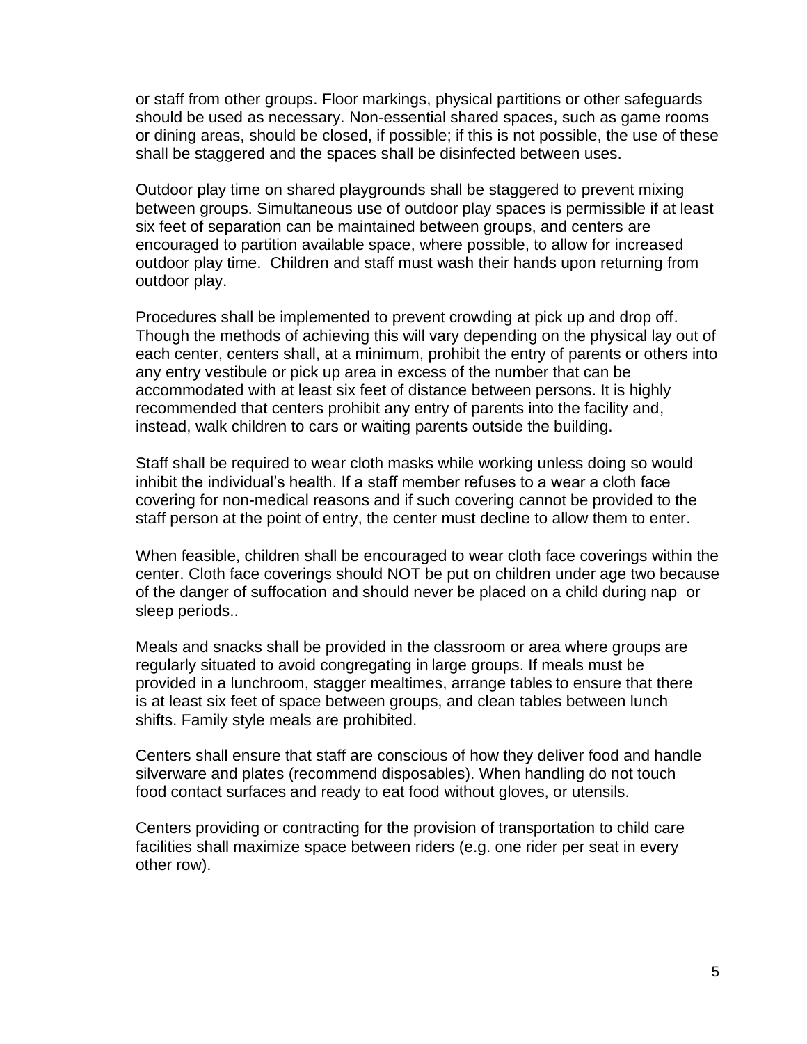or staff from other groups. Floor markings, physical partitions or other safeguards should be used as necessary. Non-essential shared spaces, such as game rooms or dining areas, should be closed, if possible; if this is not possible, the use of these shall be staggered and the spaces shall be disinfected between uses.

Outdoor play time on shared playgrounds shall be staggered to prevent mixing between groups. Simultaneous use of outdoor play spaces is permissible if at least six feet of separation can be maintained between groups, and centers are encouraged to partition available space, where possible, to allow for increased outdoor play time. Children and staff must wash their hands upon returning from outdoor play.

Procedures shall be implemented to prevent crowding at pick up and drop off. Though the methods of achieving this will vary depending on the physical lay out of each center, centers shall, at a minimum, prohibit the entry of parents or others into any entry vestibule or pick up area in excess of the number that can be accommodated with at least six feet of distance between persons. It is highly recommended that centers prohibit any entry of parents into the facility and, instead, walk children to cars or waiting parents outside the building.

Staff shall be required to wear cloth masks while working unless doing so would inhibit the individual's health. If a staff member refuses to a wear a cloth face covering for non-medical reasons and if such covering cannot be provided to the staff person at the point of entry, the center must decline to allow them to enter.

When feasible, children shall be encouraged to wear cloth face coverings within the center. Cloth face coverings should NOT be put on children under age two because of the danger of suffocation and should never be placed on a child during nap or sleep periods..

Meals and snacks shall be provided in the classroom or area where groups are regularly situated to avoid congregating in large groups. If meals must be provided in a lunchroom, stagger mealtimes, arrange tables to ensure that there is at least six feet of space between groups, and clean tables between lunch shifts. Family style meals are prohibited.

Centers shall ensure that staff are conscious of how they deliver food and handle silverware and plates (recommend disposables). When handling do not touch food contact surfaces and ready to eat food without gloves, or utensils.

Centers providing or contracting for the provision of transportation to child care facilities shall maximize space between riders (e.g. one rider per seat in every other row).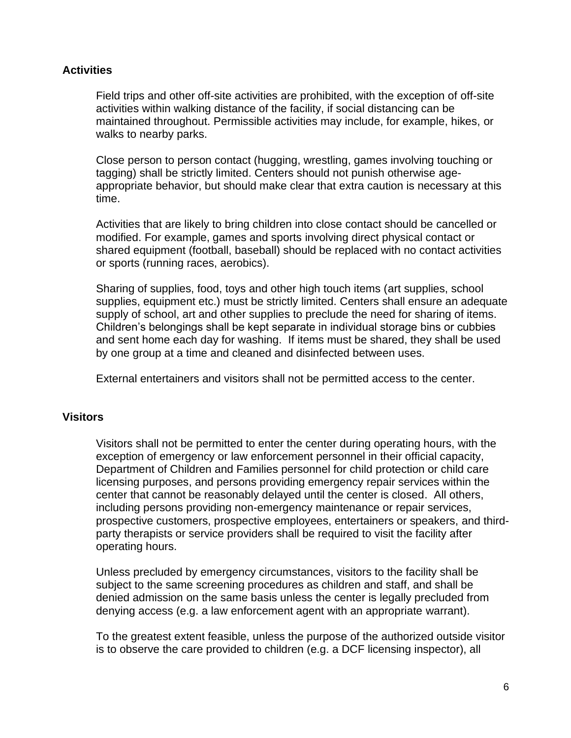## Activities

Field trips and other off-site activities are prohibited, with the exception of off-site activities within walking distance of the facility, if social distancing can be maintained throughout. Permissible activities may include, for example, hikes, or walks to nearby parks.

Close person to person contact (hugging, wrestling, games involving touching or tagging) shall be strictly limited. Centers should not punish otherwise age-appropriate behavior, but should make clear that extra caution is necessary at this time.

Activities that are likely to bring children into close contact should be cancelled or modified. For example, games and sports involving direct physical contact or shared equipment (football, baseball) should be replaced with no contact activities or sports (running races, aerobics).

Sharing of supplies, food, toys and other high touch items (art supplies, school supplies, equipment etc.) must be strictly limited. Centers shall ensure an adequate supply of school, art and other supplies to preclude the need for sharing of items. Children's belongings shall be kept separate in individual storage bins or cubbies and sent home each day for washing. If items must be shared, they shall be used by one group at a time and cleaned and disinfected between uses.

External entertainers and visitors shall not be permitted access to the center.

## Visitors

Visitors shall not be permitted to enter the center during operating hours, with the exception of emergency or law enforcement personnel in their official capacity, Department of Children and Families personnel for child protection or child care licensing purposes, and persons providing emergency repair services within the center that cannot be reasonably delayed until the center is closed. All others, including persons providing non-emergency maintenance or repair services, prospective customers, prospective employees, entertainers or speakers, and third-party therapists or service providers shall be required to visit the facility after operating hours.

Unless precluded by emergency circumstances, visitors to the facility shall be subject to the same screening procedures as children and staff, and shall be denied admission on the same basis unless the center is legally precluded from denying access (e.g. a law enforcement agent with an appropriate warrant).

To the greatest extent feasible, unless the purpose of the authorized outside visitor is to observe the care provided to children (e.g. a DCF licensing inspector), all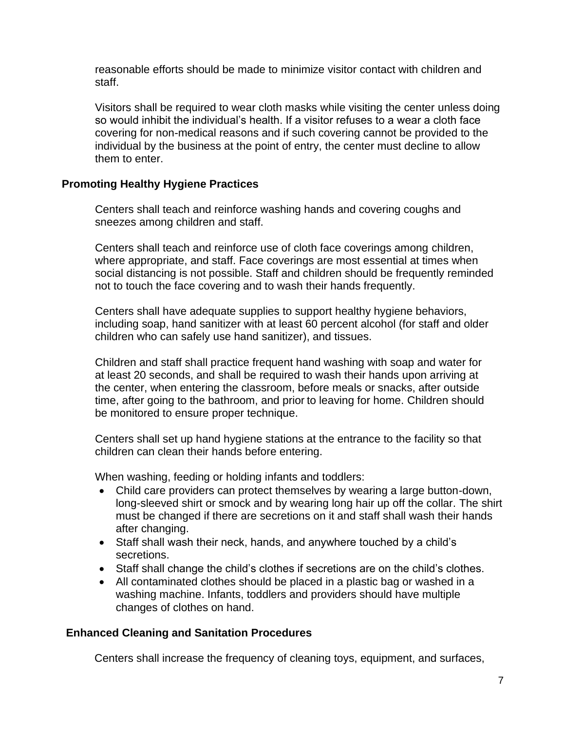reasonable efforts should be made to minimize visitor contact with children and staff.

Visitors shall be required to wear cloth masks while visiting the center unless doing so would inhibit the individual's health. If a visitor refuses to a wear a cloth face covering for non-medical reasons and if such covering cannot be provided to the individual by the business at the point of entry, the center must decline to allow them to enter.

## Promoting Healthy Hygiene Practices

Centers shall teach and reinforce washing hands and covering coughs and sneezes among children and staff.

Centers shall teach and reinforce use of cloth face coverings among children, where appropriate, and staff. Face coverings are most essential at times when social distancing is not possible. Staff and children should be frequently reminded not to touch the face covering and to wash their hands frequently.

Centers shall have adequate supplies to support healthy hygiene behaviors, including soap, hand sanitizer with at least 60 percent alcohol (for staff and older children who can safely use hand sanitizer), and tissues.

Children and staff shall practice frequent hand washing with soap and water for at least 20 seconds, and shall be required to wash their hands upon arriving at the center, when entering the classroom, before meals or snacks, after outside time, after going to the bathroom, and prior to leaving for home. Children should be monitored to ensure proper technique.

Centers shall set up hand hygiene stations at the entrance to the facility so that children can clean their hands before entering.

When washing, feeding or holding infants and toddlers:

- Child care providers can protect themselves by wearing a large button-down, long-sleeved shirt or smock and by wearing long hair up off the collar. The shirt must be changed if there are secretions on it and staff shall wash their hands after changing.
- Staff shall wash their neck, hands, and anywhere touched by a child's secretions.
- Staff shall change the child's clothes if secretions are on the child's clothes.
- All contaminated clothes should be placed in a plastic bag or washed in a washing machine. Infants, toddlers and providers should have multiple changes of clothes on hand.

## Enhanced Cleaning and Sanitation Procedures

Centers shall increase the frequency of cleaning toys, equipment, and surfaces,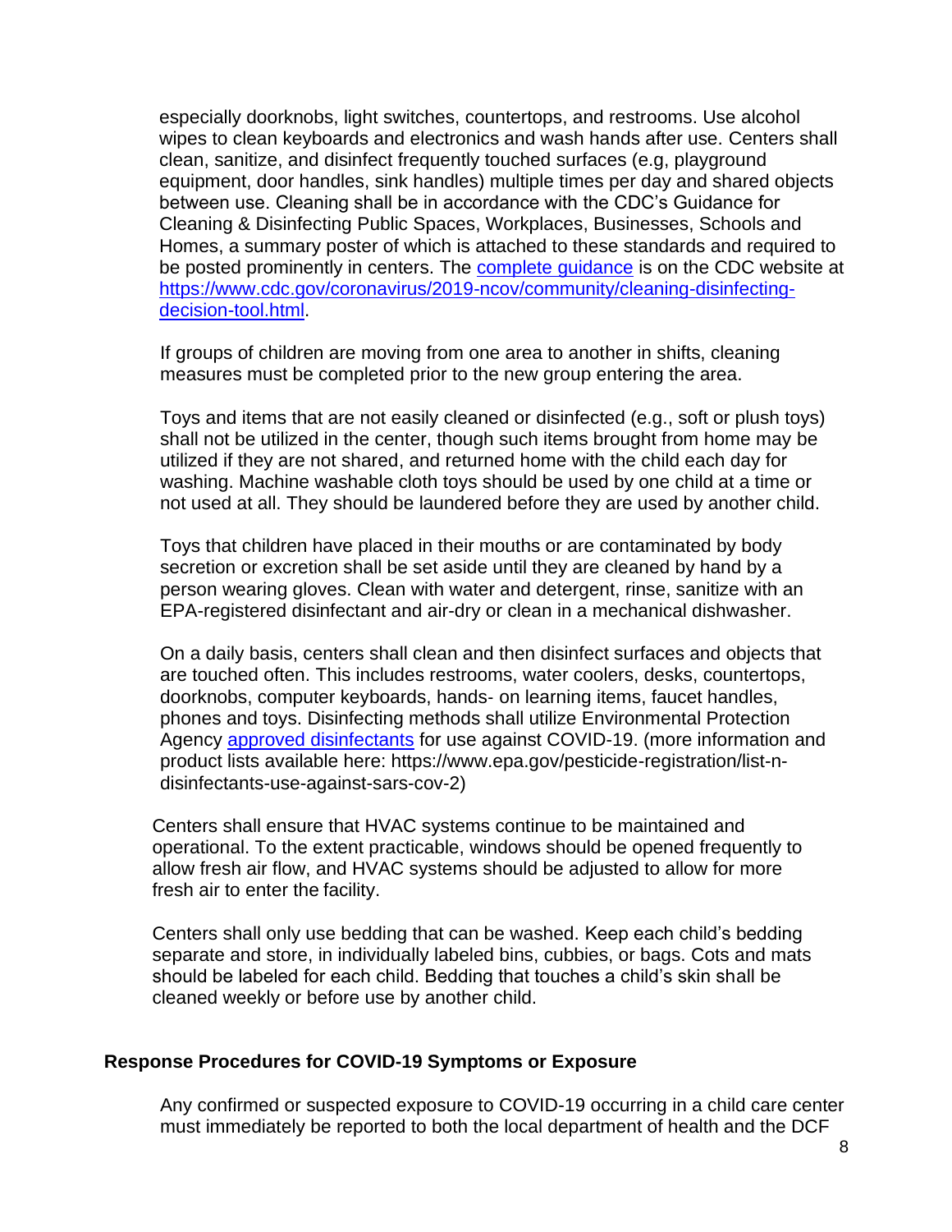especially doorknobs, light switches, countertops, and restrooms. Use alcohol wipes to clean keyboards and electronics and wash hands after use. Centers shall clean, sanitize, and disinfect frequently touched surfaces (e.g, playground equipment, door handles, sink handles) multiple times per day and shared objects between use. Cleaning shall be in accordance with the CDC's Guidance for Cleaning & Disinfecting Public Spaces, Workplaces, Businesses, Schools and Homes, a summary poster of which is attached to these standards and required to be posted prominently in centers. The [complete guidance](https://www.cdc.gov/coronavirus/2019-ncov/community/cleaning-disinfecting-decision-tool.html) is on the CDC website at [https://www.cdc.gov/coronavirus/2019-ncov/community/cleaning-disinfecting-decision-tool.html](https://www.cdc.gov/coronavirus/2019-ncov/community/cleaning-disinfecting-decision-tool.html).

If groups of children are moving from one area to another in shifts, cleaning measures must be completed prior to the new group entering the area.

Toys and items that are not easily cleaned or disinfected (e.g., soft or plush toys) shall not be utilized in the center, though such items brought from home may be utilized if they are not shared, and returned home with the child each day for washing. Machine washable cloth toys should be used by one child at a time or not used at all. They should be laundered before they are used by another child.

Toys that children have placed in their mouths or are contaminated by body secretion or excretion shall be set aside until they are cleaned by hand by a person wearing gloves. Clean with water and detergent, rinse, sanitize with an EPA-registered disinfectant and air-dry or clean in a mechanical dishwasher.

On a daily basis, centers shall clean and then disinfect surfaces and objects that are touched often. This includes restrooms, water coolers, desks, countertops, doorknobs, computer keyboards, hands- on learning items, faucet handles, phones and toys. Disinfecting methods shall utilize Environmental Protection Agency [approved disinfectants](https://www.epa.gov/pesticide-registration/list-n-disinfectants-use-against-sars-cov-2) for use against COVID-19. (more information and product lists available here: https://www.epa.gov/pesticide-registration/list-n-disinfectants-use-against-sars-cov-2)

Centers shall ensure that HVAC systems continue to be maintained and operational. To the extent practicable, windows should be opened frequently to allow fresh air flow, and HVAC systems should be adjusted to allow for more fresh air to enter the facility.

Centers shall only use bedding that can be washed. Keep each child's bedding separate and store, in individually labeled bins, cubbies, or bags. Cots and mats should be labeled for each child. Bedding that touches a child's skin shall be cleaned weekly or before use by another child.

## Response Procedures for COVID-19 Symptoms or Exposure

Any confirmed or suspected exposure to COVID-19 occurring in a child care center must immediately be reported to both the local department of health and the DCF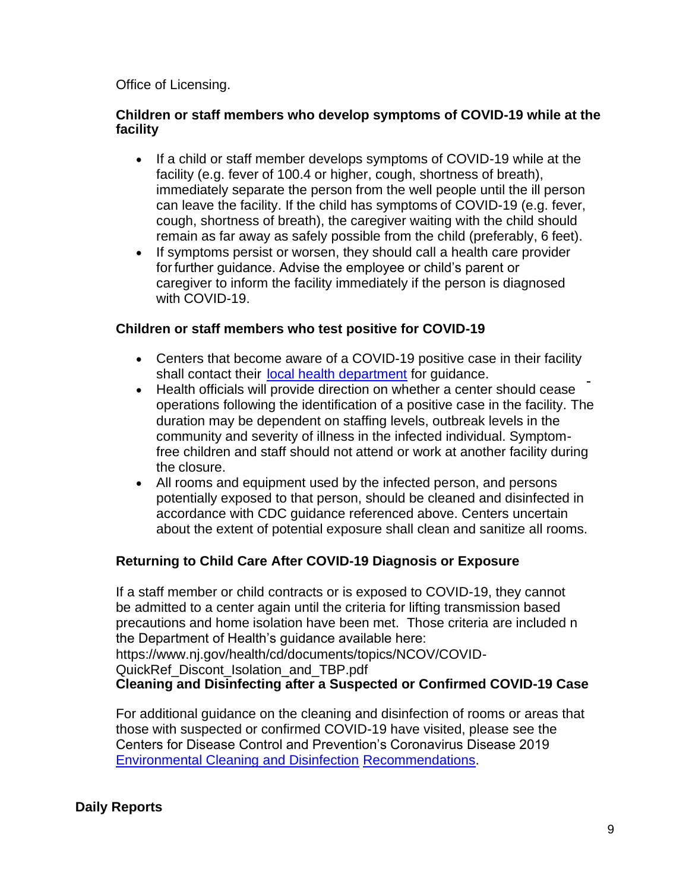Office of Licensing.

### Children or staff members who develop symptoms of COVID-19 while at the facility

- If a child or staff member develops symptoms of COVID-19 while at the facility (e.g. fever of 100.4 or higher, cough, shortness of breath), immediately separate the person from the well people until the ill person can leave the facility. If the child has symptoms of COVID-19 (e.g. fever, cough, shortness of breath), the caregiver waiting with the child should remain as far away as safely possible from the child (preferably, 6 feet).
- If symptoms persist or worsen, they should call a health care provider for further guidance. Advise the employee or child's parent or caregiver to inform the facility immediately if the person is diagnosed with COVID-19.

### Children or staff members who test positive for COVID-19

- Centers that become aware of a COVID-19 positive case in their facility shall contact their local health department for guidance.
- Health officials will provide direction on whether a center should cease operations following the identification of a positive case in the facility. The duration may be dependent on staffing levels, outbreak levels in the community and severity of illness in the infected individual. Symptom-free children and staff should not attend or work at another facility during the closure.
- All rooms and equipment used by the infected person, and persons potentially exposed to that person, should be cleaned and disinfected in accordance with CDC guidance referenced above. Centers uncertain about the extent of potential exposure shall clean and sanitize all rooms.

### Returning to Child Care After COVID-19 Diagnosis or Exposure

If a staff member or child contracts or is exposed to COVID-19, they cannot be admitted to a center again until the criteria for lifting transmission based precautions and home isolation have been met. Those criteria are included n the Department of Health's guidance available here: https://www.nj.gov/health/cd/documents/topics/NCOV/COVID-QuickRef_Discont_Isolation_and_TBP.pdf

### Cleaning and Disinfecting after a Suspected or Confirmed COVID-19 Case

For additional guidance on the cleaning and disinfection of rooms or areas that those with suspected or confirmed COVID-19 have visited, please see the Centers for Disease Control and Prevention's Coronavirus Disease 2019 Environmental Cleaning and Disinfection Recommendations.

## Daily Reports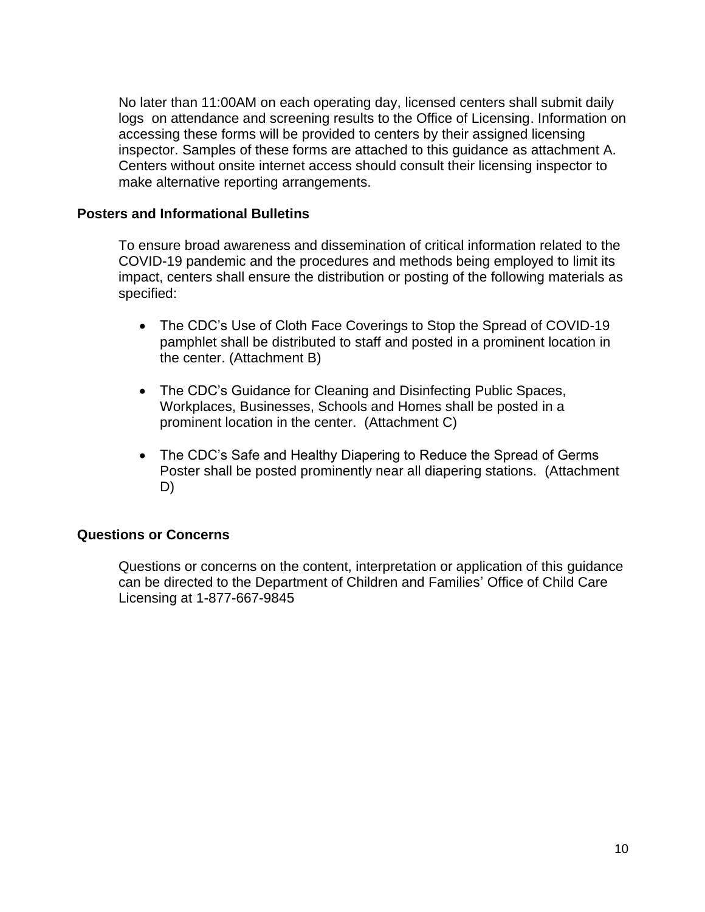No later than 11:00AM on each operating day, licensed centers shall submit daily logs on attendance and screening results to the Office of Licensing. Information on accessing these forms will be provided to centers by their assigned licensing inspector. Samples of these forms are attached to this guidance as attachment A. Centers without onsite internet access should consult their licensing inspector to make alternative reporting arrangements.

**Posters and Informational Bulletins**

To ensure broad awareness and dissemination of critical information related to the COVID-19 pandemic and the procedures and methods being employed to limit its impact, centers shall ensure the distribution or posting of the following materials as specified:

- The CDC's Use of Cloth Face Coverings to Stop the Spread of COVID-19 pamphlet shall be distributed to staff and posted in a prominent location in the center. (Attachment B)
- The CDC's Guidance for Cleaning and Disinfecting Public Spaces, Workplaces, Businesses, Schools and Homes shall be posted in a prominent location in the center. (Attachment C)
- The CDC's Safe and Healthy Diapering to Reduce the Spread of Germs Poster shall be posted prominently near all diapering stations. (Attachment D)

**Questions or Concerns**

Questions or concerns on the content, interpretation or application of this guidance can be directed to the Department of Children and Families' Office of Child Care Licensing at 1-877-667-9845